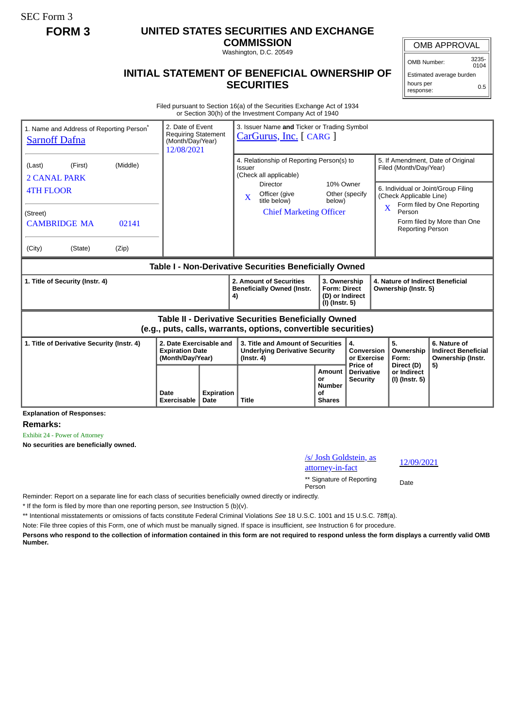SEC Form 3

**FORM 3**

# UNITED STATES SECURITIES AND EXCHANGE COMMISSION

Washington, D.C. 20549

## INITIAL STATEMENT OF BENEFICIAL OWNERSHIP OF SECURITIES

| OMB APPROVAL | |
|---|---|
| OMB Number: | 3235-0104 |
| Estimated average burden | |
| hours per response: | 0.5 |

Filed pursuant to Section 16(a) of the Securities Exchange Act of 1934 or Section 30(h) of the Investment Company Act of 1940

| 1. Name and Address of Reporting Person* | 2. Date of Event Requiring Statement (Month/Day/Year) | 3. Issuer Name **and** Ticker or Trading Symbol |
|---|---|---|
| Sarnoff Dafna | 12/08/2021 | CarGurus, Inc. [ CARG ] |
| (Last) (First) (Middle)<br>2 CANAL PARK<br>4TH FLOOR | | 4. Relationship of Reporting Person(s) to Issuer (Check all applicable)<br>Director / 10% Owner<br>X Officer (give title below) / Other (specify below)<br>Chief Marketing Officer |
| (Street)<br>CAMBRIDGE MA 02141 | | 5. If Amendment, Date of Original Filed (Month/Day/Year) |
| (City) (State) (Zip) | | 6. Individual or Joint/Group Filing (Check Applicable Line)<br>X Form filed by One Reporting Person<br>Form filed by More than One Reporting Person |

**Table I - Non-Derivative Securities Beneficially Owned**

| 1. Title of Security (Instr. 4) | 2. Amount of Securities Beneficially Owned (Instr. 4) | 3. Ownership Form: Direct (D) or Indirect (I) (Instr. 5) | 4. Nature of Indirect Beneficial Ownership (Instr. 5) |
|---|---|---|---|

**Table II - Derivative Securities Beneficially Owned (e.g., puts, calls, warrants, options, convertible securities)**

| 1. Title of Derivative Security (Instr. 4) | 2. Date Exercisable and Expiration Date (Month/Day/Year) | | 3. Title and Amount of Securities Underlying Derivative Security (Instr. 4) | | 4. Conversion or Exercise Price of Derivative Security | 5. Ownership Form: Direct (D) or Indirect (I) (Instr. 5) | 6. Nature of Indirect Beneficial Ownership (Instr. 5) |
|---|---|---|---|---|---|---|---|
| | Date Exercisable | Expiration Date | Title | Amount or Number of Shares | | | |

**Explanation of Responses:**

**Remarks:**

Exhibit 24 - Power of Attorney

**No securities are beneficially owned.**

| /s/ Josh Goldstein, as attorney-in-fact | 12/09/2021 |
|---|---|
| ** Signature of Reporting Person | Date |

Reminder: Report on a separate line for each class of securities beneficially owned directly or indirectly.

* If the form is filed by more than one reporting person, *see* Instruction 5 (b)(v).

** Intentional misstatements or omissions of facts constitute Federal Criminal Violations *See* 18 U.S.C. 1001 and 15 U.S.C. 78ff(a).

Note: File three copies of this Form, one of which must be manually signed. If space is insufficient, *see* Instruction 6 for procedure.

**Persons who respond to the collection of information contained in this form are not required to respond unless the form displays a currently valid OMB Number.**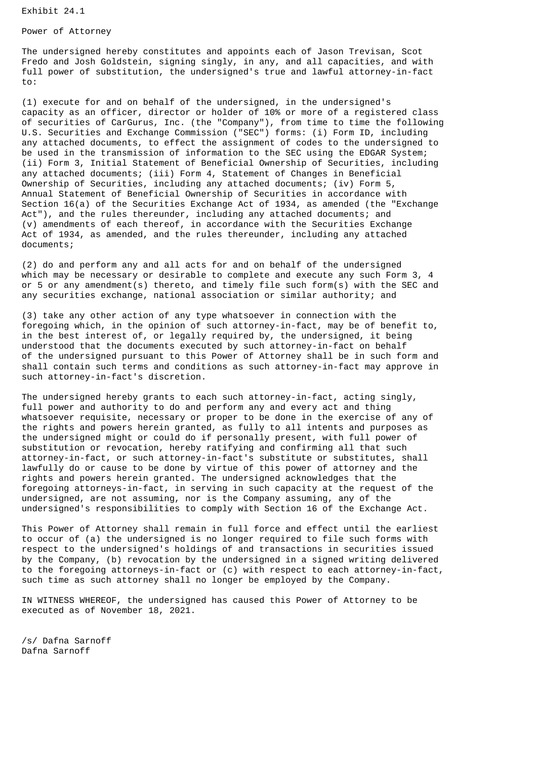Exhibit 24.1

Power of Attorney

The undersigned hereby constitutes and appoints each of Jason Trevisan, Scot Fredo and Josh Goldstein, signing singly, in any, and all capacities, and with full power of substitution, the undersigned's true and lawful attorney-in-fact to:

(1) execute for and on behalf of the undersigned, in the undersigned's capacity as an officer, director or holder of 10% or more of a registered class of securities of CarGurus, Inc. (the "Company"), from time to time the following U.S. Securities and Exchange Commission ("SEC") forms: (i) Form ID, including any attached documents, to effect the assignment of codes to the undersigned to be used in the transmission of information to the SEC using the EDGAR System; (ii) Form 3, Initial Statement of Beneficial Ownership of Securities, including any attached documents; (iii) Form 4, Statement of Changes in Beneficial Ownership of Securities, including any attached documents; (iv) Form 5, Annual Statement of Beneficial Ownership of Securities in accordance with Section 16(a) of the Securities Exchange Act of 1934, as amended (the "Exchange Act"), and the rules thereunder, including any attached documents; and (v) amendments of each thereof, in accordance with the Securities Exchange Act of 1934, as amended, and the rules thereunder, including any attached documents;

(2) do and perform any and all acts for and on behalf of the undersigned which may be necessary or desirable to complete and execute any such Form 3, 4 or 5 or any amendment(s) thereto, and timely file such form(s) with the SEC and any securities exchange, national association or similar authority; and

(3) take any other action of any type whatsoever in connection with the foregoing which, in the opinion of such attorney-in-fact, may be of benefit to, in the best interest of, or legally required by, the undersigned, it being understood that the documents executed by such attorney-in-fact on behalf of the undersigned pursuant to this Power of Attorney shall be in such form and shall contain such terms and conditions as such attorney-in-fact may approve in such attorney-in-fact's discretion.

The undersigned hereby grants to each such attorney-in-fact, acting singly, full power and authority to do and perform any and every act and thing whatsoever requisite, necessary or proper to be done in the exercise of any of the rights and powers herein granted, as fully to all intents and purposes as the undersigned might or could do if personally present, with full power of substitution or revocation, hereby ratifying and confirming all that such attorney-in-fact, or such attorney-in-fact's substitute or substitutes, shall lawfully do or cause to be done by virtue of this power of attorney and the rights and powers herein granted. The undersigned acknowledges that the foregoing attorneys-in-fact, in serving in such capacity at the request of the undersigned, are not assuming, nor is the Company assuming, any of the undersigned's responsibilities to comply with Section 16 of the Exchange Act.

This Power of Attorney shall remain in full force and effect until the earliest to occur of (a) the undersigned is no longer required to file such forms with respect to the undersigned's holdings of and transactions in securities issued by the Company, (b) revocation by the undersigned in a signed writing delivered to the foregoing attorneys-in-fact or (c) with respect to each attorney-in-fact, such time as such attorney shall no longer be employed by the Company.

IN WITNESS WHEREOF, the undersigned has caused this Power of Attorney to be executed as of November 18, 2021.

/s/ Dafna Sarnoff
Dafna Sarnoff